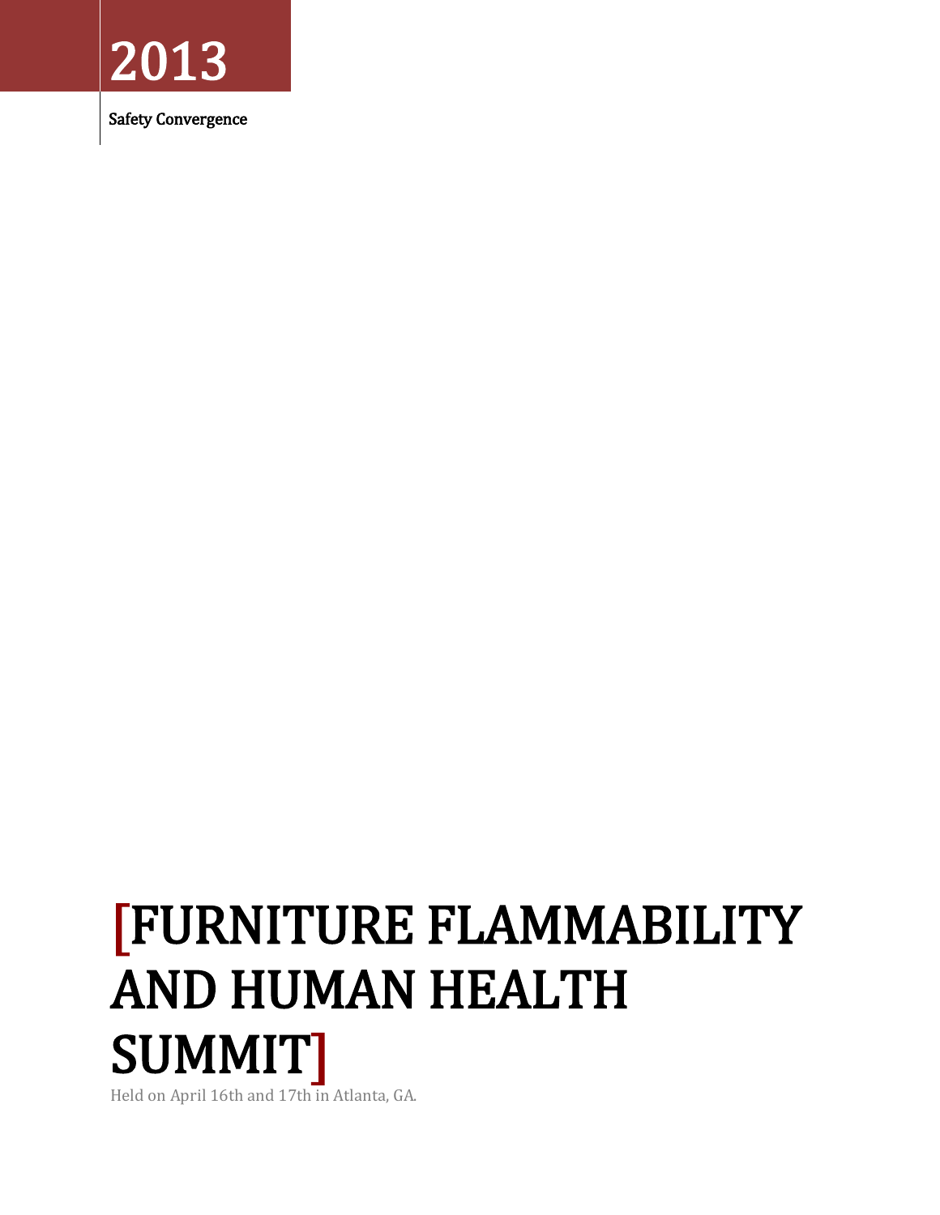2013

Safety Convergence

# [FURNITURE FLAMMABILITY AND HUMAN HEALTH SUMMIT]

Held on April 16th and 17th in Atlanta, GA.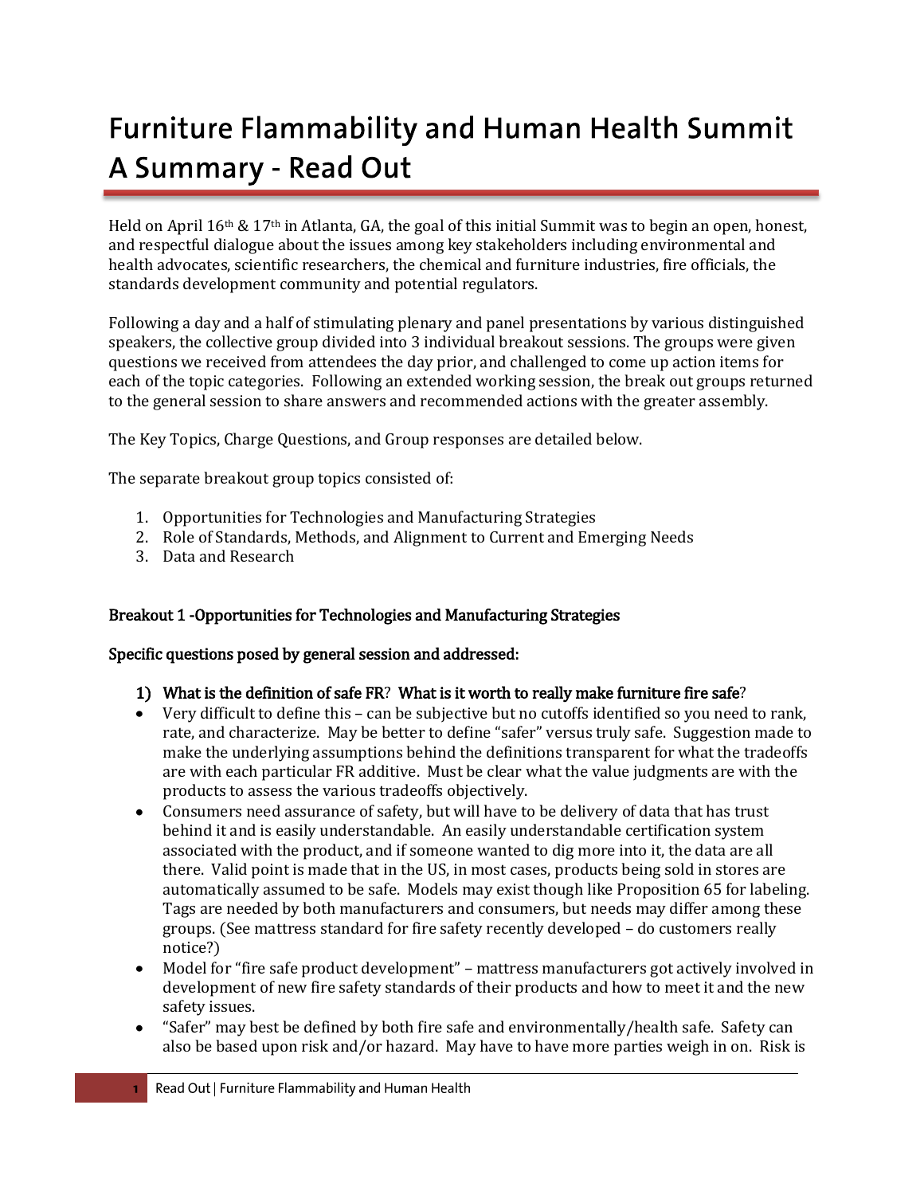# Furniture Flammability and Human Health Summit A Summary - Read Out

Held on April 16th & 17th in Atlanta, GA, the goal of this initial Summit was to begin an open, honest, and respectful dialogue about the issues among key stakeholders including environmental and health advocates, scientific researchers, the chemical and furniture industries, fire officials, the standards development community and potential regulators.

Following a day and a half of stimulating plenary and panel presentations by various distinguished speakers, the collective group divided into 3 individual breakout sessions. The groups were given questions we received from attendees the day prior, and challenged to come up action items for each of the topic categories. Following an extended working session, the break out groups returned to the general session to share answers and recommended actions with the greater assembly.

The Key Topics, Charge Questions, and Group responses are detailed below.

The separate breakout group topics consisted of:

1. Opportunities for Technologies and Manufacturing Strategies
2. Role of Standards, Methods, and Alignment to Current and Emerging Needs
3. Data and Research

**Breakout 1 -Opportunities for Technologies and Manufacturing Strategies**

**Specific questions posed by general session and addressed:**

**1) What is the definition of safe FR? What is it worth to really make furniture fire safe?**

- Very difficult to define this – can be subjective but no cutoffs identified so you need to rank, rate, and characterize. May be better to define "safer" versus truly safe. Suggestion made to make the underlying assumptions behind the definitions transparent for what the tradeoffs are with each particular FR additive. Must be clear what the value judgments are with the products to assess the various tradeoffs objectively.
- Consumers need assurance of safety, but will have to be delivery of data that has trust behind it and is easily understandable. An easily understandable certification system associated with the product, and if someone wanted to dig more into it, the data are all there. Valid point is made that in the US, in most cases, products being sold in stores are automatically assumed to be safe. Models may exist though like Proposition 65 for labeling. Tags are needed by both manufacturers and consumers, but needs may differ among these groups. (See mattress standard for fire safety recently developed – do customers really notice?)
- Model for "fire safe product development" – mattress manufacturers got actively involved in development of new fire safety standards of their products and how to meet it and the new safety issues.
- "Safer" may best be defined by both fire safe and environmentally/health safe. Safety can also be based upon risk and/or hazard. May have to have more parties weigh in on. Risk is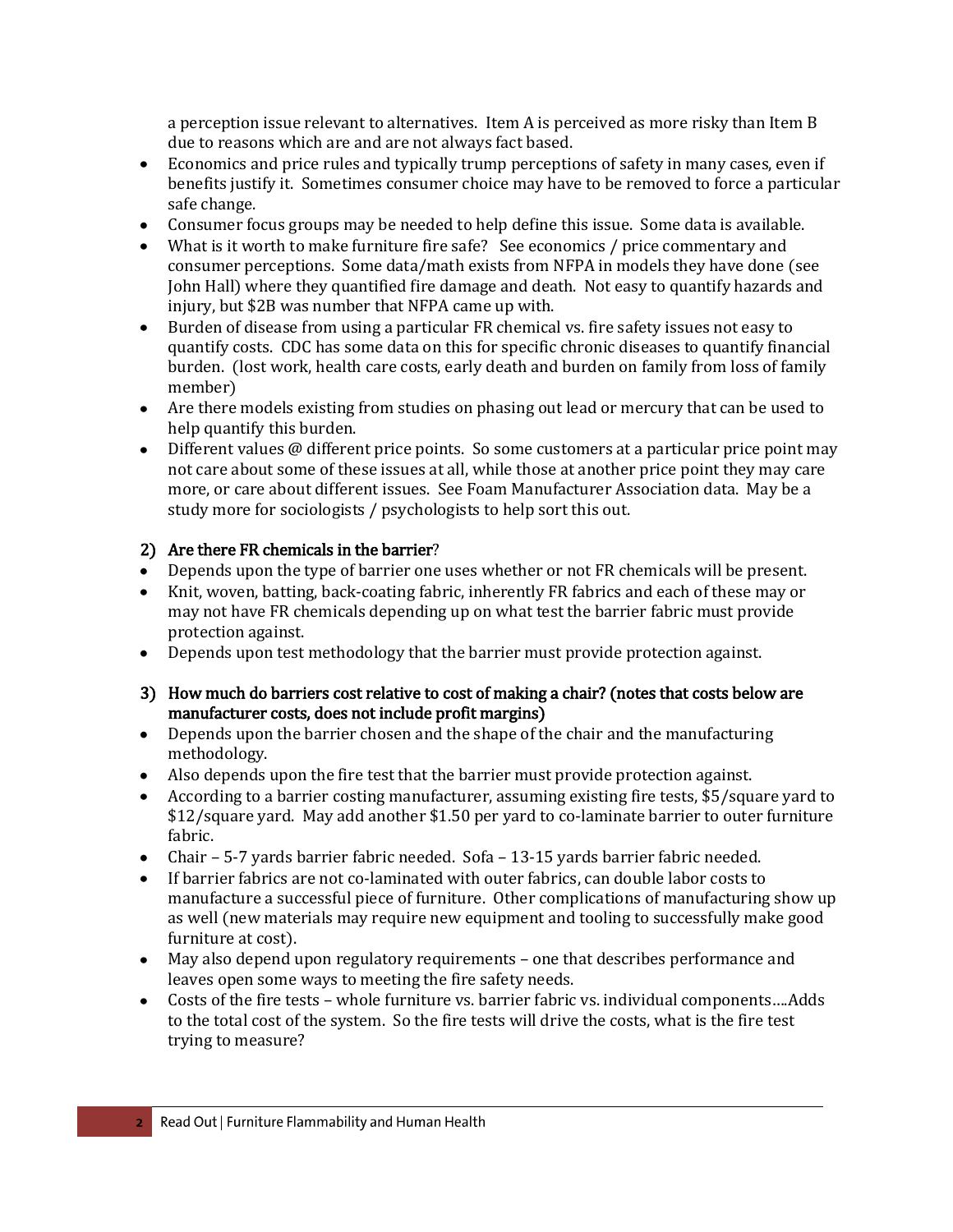a perception issue relevant to alternatives. Item A is perceived as more risky than Item B due to reasons which are and are not always fact based.

- Economics and price rules and typically trump perceptions of safety in many cases, even if benefits justify it. Sometimes consumer choice may have to be removed to force a particular safe change.
- Consumer focus groups may be needed to help define this issue. Some data is available.
- What is it worth to make furniture fire safe? See economics / price commentary and consumer perceptions. Some data/math exists from NFPA in models they have done (see John Hall) where they quantified fire damage and death. Not easy to quantify hazards and injury, but $2B was number that NFPA came up with.
- Burden of disease from using a particular FR chemical vs. fire safety issues not easy to quantify costs. CDC has some data on this for specific chronic diseases to quantify financial burden. (lost work, health care costs, early death and burden on family from loss of family member)
- Are there models existing from studies on phasing out lead or mercury that can be used to help quantify this burden.
- Different values @ different price points. So some customers at a particular price point may not care about some of these issues at all, while those at another price point they may care more, or care about different issues. See Foam Manufacturer Association data. May be a study more for sociologists / psychologists to help sort this out.

## 2) Are there FR chemicals in the barrier?

- Depends upon the type of barrier one uses whether or not FR chemicals will be present.
- Knit, woven, batting, back-coating fabric, inherently FR fabrics and each of these may or may not have FR chemicals depending up on what test the barrier fabric must provide protection against.
- Depends upon test methodology that the barrier must provide protection against.

## 3) How much do barriers cost relative to cost of making a chair? (notes that costs below are manufacturer costs, does not include profit margins)

- Depends upon the barrier chosen and the shape of the chair and the manufacturing methodology.
- Also depends upon the fire test that the barrier must provide protection against.
- According to a barrier costing manufacturer, assuming existing fire tests, $5/square yard to $12/square yard. May add another $1.50 per yard to co-laminate barrier to outer furniture fabric.
- Chair – 5-7 yards barrier fabric needed. Sofa – 13-15 yards barrier fabric needed.
- If barrier fabrics are not co-laminated with outer fabrics, can double labor costs to manufacture a successful piece of furniture. Other complications of manufacturing show up as well (new materials may require new equipment and tooling to successfully make good furniture at cost).
- May also depend upon regulatory requirements – one that describes performance and leaves open some ways to meeting the fire safety needs.
- Costs of the fire tests – whole furniture vs. barrier fabric vs. individual components….Adds to the total cost of the system. So the fire tests will drive the costs, what is the fire test trying to measure?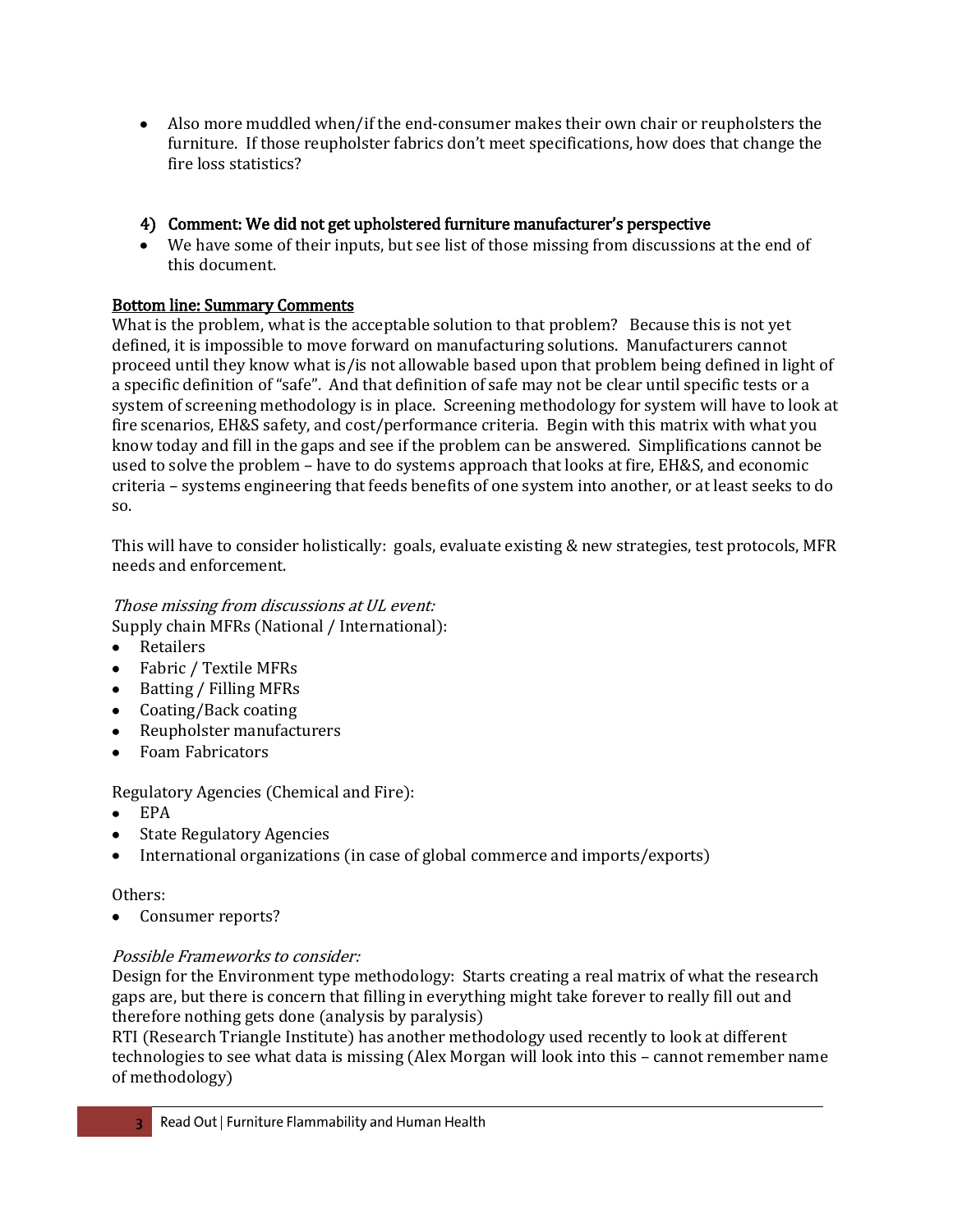- Also more muddled when/if the end-consumer makes their own chair or reupholsters the furniture. If those reupholster fabrics don't meet specifications, how does that change the fire loss statistics?

#### 4) Comment: We did not get upholstered furniture manufacturer's perspective

- We have some of their inputs, but see list of those missing from discussions at the end of this document.

### Bottom line: Summary Comments

What is the problem, what is the acceptable solution to that problem? Because this is not yet defined, it is impossible to move forward on manufacturing solutions. Manufacturers cannot proceed until they know what is/is not allowable based upon that problem being defined in light of a specific definition of "safe". And that definition of safe may not be clear until specific tests or a system of screening methodology is in place. Screening methodology for system will have to look at fire scenarios, EH&S safety, and cost/performance criteria. Begin with this matrix with what you know today and fill in the gaps and see if the problem can be answered. Simplifications cannot be used to solve the problem – have to do systems approach that looks at fire, EH&S, and economic criteria – systems engineering that feeds benefits of one system into another, or at least seeks to do so.

This will have to consider holistically: goals, evaluate existing & new strategies, test protocols, MFR needs and enforcement.

*Those missing from discussions at UL event:*

Supply chain MFRs (National / International):

- Retailers
- Fabric / Textile MFRs
- Batting / Filling MFRs
- Coating/Back coating
- Reupholster manufacturers
- Foam Fabricators

Regulatory Agencies (Chemical and Fire):

- EPA
- State Regulatory Agencies
- International organizations (in case of global commerce and imports/exports)

Others:

- Consumer reports?

*Possible Frameworks to consider:*

Design for the Environment type methodology: Starts creating a real matrix of what the research gaps are, but there is concern that filling in everything might take forever to really fill out and therefore nothing gets done (analysis by paralysis)

RTI (Research Triangle Institute) has another methodology used recently to look at different technologies to see what data is missing (Alex Morgan will look into this – cannot remember name of methodology)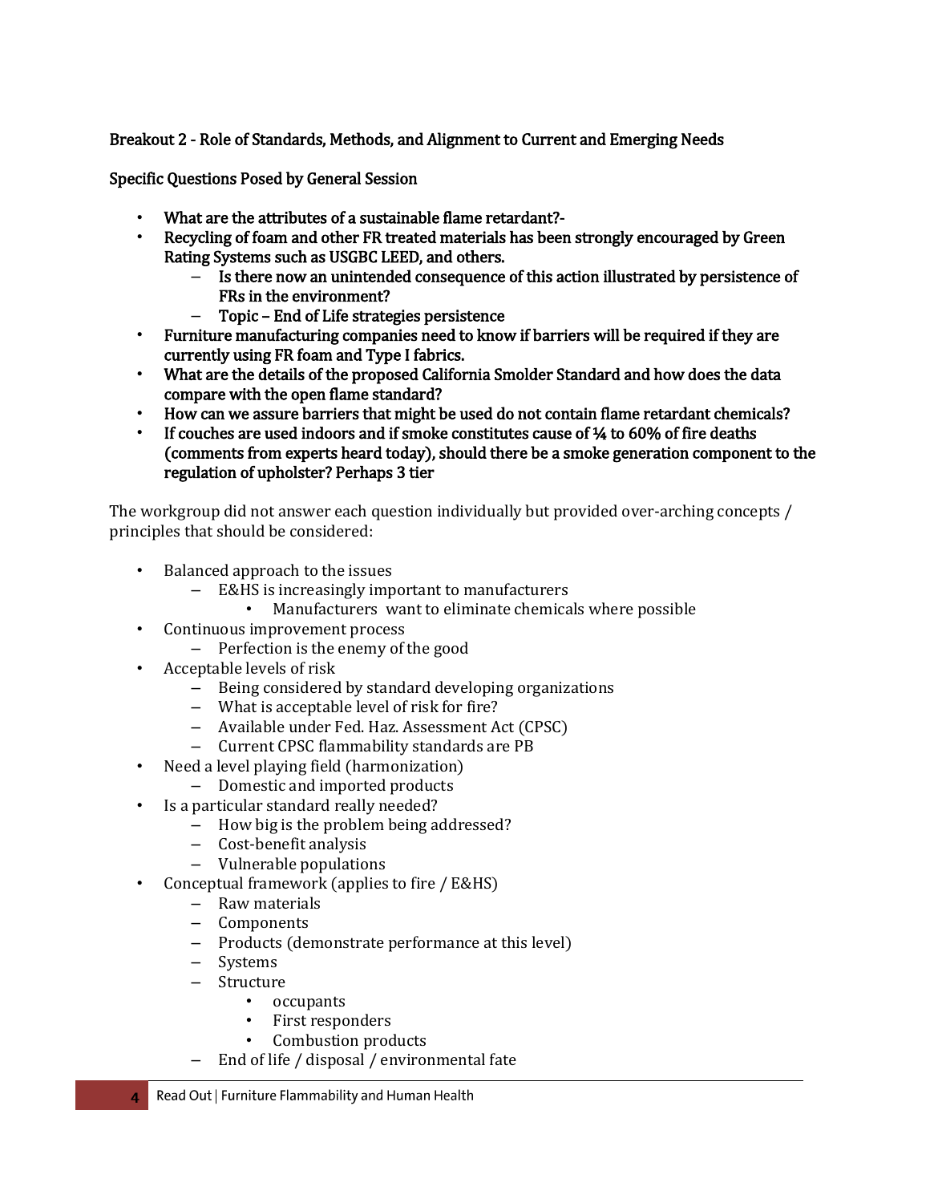**Breakout 2 - Role of Standards, Methods, and Alignment to Current and Emerging Needs**

**Specific Questions Posed by General Session**

- **What are the attributes of a sustainable flame retardant?-**
- **Recycling of foam and other FR treated materials has been strongly encouraged by Green Rating Systems such as USGBC LEED, and others.**
  - **Is there now an unintended consequence of this action illustrated by persistence of FRs in the environment?**
  - **Topic – End of Life strategies persistence**
- **Furniture manufacturing companies need to know if barriers will be required if they are currently using FR foam and Type I fabrics.**
- **What are the details of the proposed California Smolder Standard and how does the data compare with the open flame standard?**
- **How can we assure barriers that might be used do not contain flame retardant chemicals?**
- **If couches are used indoors and if smoke constitutes cause of ¼ to 60% of fire deaths (comments from experts heard today), should there be a smoke generation component to the regulation of upholster? Perhaps 3 tier**

The workgroup did not answer each question individually but provided over-arching concepts / principles that should be considered:

- Balanced approach to the issues
  - E&HS is increasingly important to manufacturers
    - Manufacturers want to eliminate chemicals where possible
- Continuous improvement process
  - Perfection is the enemy of the good
- Acceptable levels of risk
  - Being considered by standard developing organizations
  - What is acceptable level of risk for fire?
  - Available under Fed. Haz. Assessment Act (CPSC)
  - Current CPSC flammability standards are PB
- Need a level playing field (harmonization)
  - Domestic and imported products
- Is a particular standard really needed?
  - How big is the problem being addressed?
  - Cost-benefit analysis
  - Vulnerable populations
- Conceptual framework (applies to fire / E&HS)
  - Raw materials
  - Components
  - Products (demonstrate performance at this level)
  - Systems
  - Structure
    - occupants
    - First responders
    - Combustion products
  - End of life / disposal / environmental fate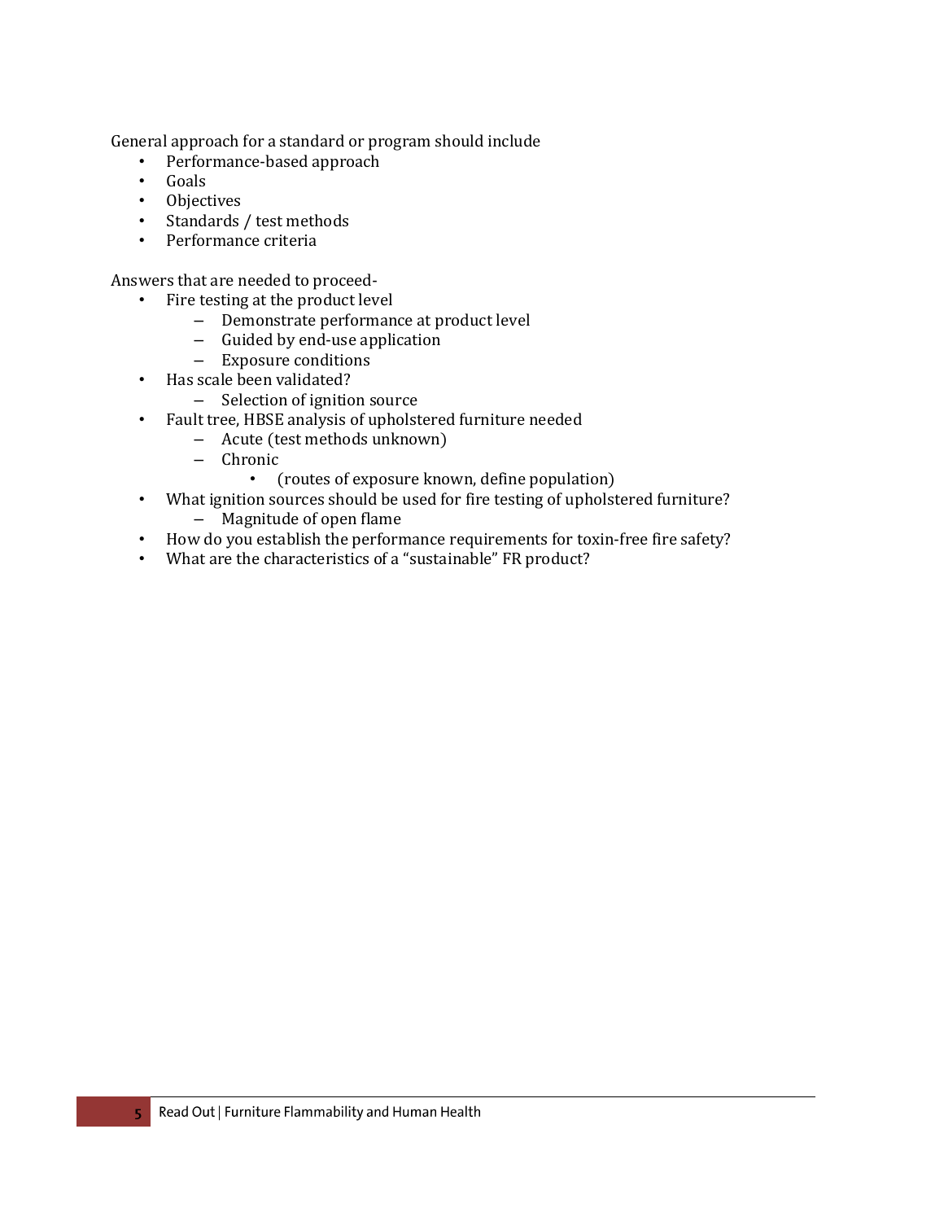General approach for a standard or program should include

- Performance-based approach
- Goals
- Objectives
- Standards / test methods
- Performance criteria

Answers that are needed to proceed-

- Fire testing at the product level
  - Demonstrate performance at product level
  - Guided by end-use application
  - Exposure conditions
- Has scale been validated?
  - Selection of ignition source
- Fault tree, HBSE analysis of upholstered furniture needed
  - Acute (test methods unknown)
  - Chronic
    - (routes of exposure known, define population)
- What ignition sources should be used for fire testing of upholstered furniture?
  - Magnitude of open flame
- How do you establish the performance requirements for toxin-free fire safety?
- What are the characteristics of a "sustainable" FR product?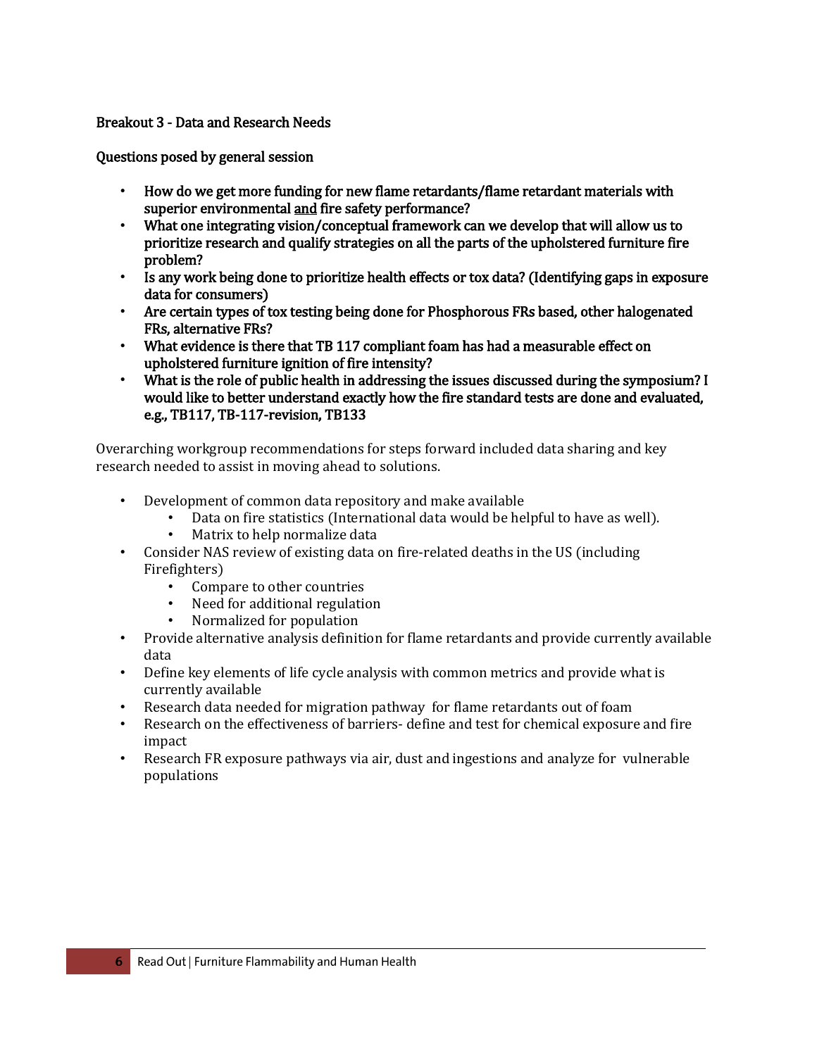**Breakout 3 - Data and Research Needs**

**Questions posed by general session**

- **How do we get more funding for new flame retardants/flame retardant materials with superior environmental and fire safety performance?**
- **What one integrating vision/conceptual framework can we develop that will allow us to prioritize research and qualify strategies on all the parts of the upholstered furniture fire problem?**
- **Is any work being done to prioritize health effects or tox data? (Identifying gaps in exposure data for consumers)**
- **Are certain types of tox testing being done for Phosphorous FRs based, other halogenated FRs, alternative FRs?**
- **What evidence is there that TB 117 compliant foam has had a measurable effect on upholstered furniture ignition of fire intensity?**
- **What is the role of public health in addressing the issues discussed during the symposium? I would like to better understand exactly how the fire standard tests are done and evaluated, e.g., TB117, TB-117-revision, TB133**

Overarching workgroup recommendations for steps forward included data sharing and key research needed to assist in moving ahead to solutions.

- Development of common data repository and make available
  - Data on fire statistics (International data would be helpful to have as well).
  - Matrix to help normalize data
- Consider NAS review of existing data on fire-related deaths in the US (including Firefighters)
  - Compare to other countries
  - Need for additional regulation
  - Normalized for population
- Provide alternative analysis definition for flame retardants and provide currently available data
- Define key elements of life cycle analysis with common metrics and provide what is currently available
- Research data needed for migration pathway for flame retardants out of foam
- Research on the effectiveness of barriers- define and test for chemical exposure and fire impact
- Research FR exposure pathways via air, dust and ingestions and analyze for vulnerable populations